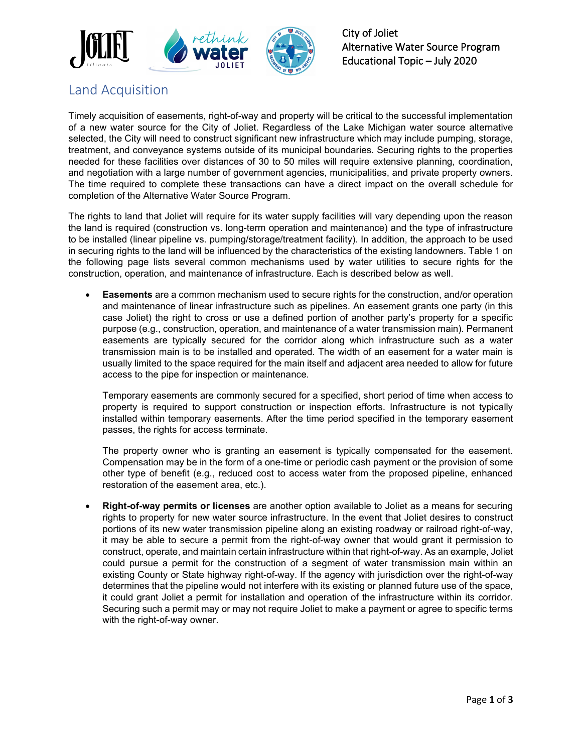City of Joliet
Alternative Water Source Program
Educational Topic – July 2020

# Land Acquisition

Timely acquisition of easements, right-of-way and property will be critical to the successful implementation of a new water source for the City of Joliet. Regardless of the Lake Michigan water source alternative selected, the City will need to construct significant new infrastructure which may include pumping, storage, treatment, and conveyance systems outside of its municipal boundaries. Securing rights to the properties needed for these facilities over distances of 30 to 50 miles will require extensive planning, coordination, and negotiation with a large number of government agencies, municipalities, and private property owners. The time required to complete these transactions can have a direct impact on the overall schedule for completion of the Alternative Water Source Program.

The rights to land that Joliet will require for its water supply facilities will vary depending upon the reason the land is required (construction vs. long-term operation and maintenance) and the type of infrastructure to be installed (linear pipeline vs. pumping/storage/treatment facility). In addition, the approach to be used in securing rights to the land will be influenced by the characteristics of the existing landowners. Table 1 on the following page lists several common mechanisms used by water utilities to secure rights for the construction, operation, and maintenance of infrastructure. Each is described below as well.

- **Easements** are a common mechanism used to secure rights for the construction, and/or operation and maintenance of linear infrastructure such as pipelines. An easement grants one party (in this case Joliet) the right to cross or use a defined portion of another party's property for a specific purpose (e.g., construction, operation, and maintenance of a water transmission main). Permanent easements are typically secured for the corridor along which infrastructure such as a water transmission main is to be installed and operated. The width of an easement for a water main is usually limited to the space required for the main itself and adjacent area needed to allow for future access to the pipe for inspection or maintenance.

  Temporary easements are commonly secured for a specified, short period of time when access to property is required to support construction or inspection efforts. Infrastructure is not typically installed within temporary easements. After the time period specified in the temporary easement passes, the rights for access terminate.

  The property owner who is granting an easement is typically compensated for the easement. Compensation may be in the form of a one-time or periodic cash payment or the provision of some other type of benefit (e.g., reduced cost to access water from the proposed pipeline, enhanced restoration of the easement area, etc.).

- **Right-of-way permits or licenses** are another option available to Joliet as a means for securing rights to property for new water source infrastructure. In the event that Joliet desires to construct portions of its new water transmission pipeline along an existing roadway or railroad right-of-way, it may be able to secure a permit from the right-of-way owner that would grant it permission to construct, operate, and maintain certain infrastructure within that right-of-way. As an example, Joliet could pursue a permit for the construction of a segment of water transmission main within an existing County or State highway right-of-way. If the agency with jurisdiction over the right-of-way determines that the pipeline would not interfere with its existing or planned future use of the space, it could grant Joliet a permit for installation and operation of the infrastructure within its corridor. Securing such a permit may or may not require Joliet to make a payment or agree to specific terms with the right-of-way owner.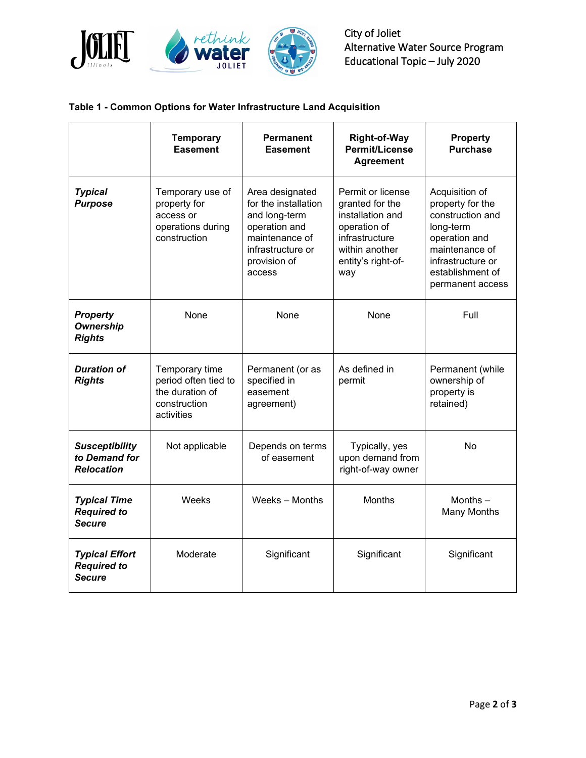**Table 1 - Common Options for Water Infrastructure Land Acquisition**

| | Temporary Easement | Permanent Easement | Right-of-Way Permit/License Agreement | Property Purchase |
|---|---|---|---|---|
| ***Typical Purpose*** | Temporary use of property for access or operations during construction | Area designated for the installation and long-term operation and maintenance of infrastructure or provision of access | Permit or license granted for the installation and operation of infrastructure within another entity's right-of-way | Acquisition of property for the construction and long-term operation and maintenance of infrastructure or establishment of permanent access |
| ***Property Ownership Rights*** | None | None | None | Full |
| ***Duration of Rights*** | Temporary time period often tied to the duration of construction activities | Permanent (or as specified in easement agreement) | As defined in permit | Permanent (while ownership of property is retained) |
| ***Susceptibility to Demand for Relocation*** | Not applicable | Depends on terms of easement | Typically, yes upon demand from right-of-way owner | No |
| ***Typical Time Required to Secure*** | Weeks | Weeks – Months | Months | Months – Many Months |
| ***Typical Effort Required to Secure*** | Moderate | Significant | Significant | Significant |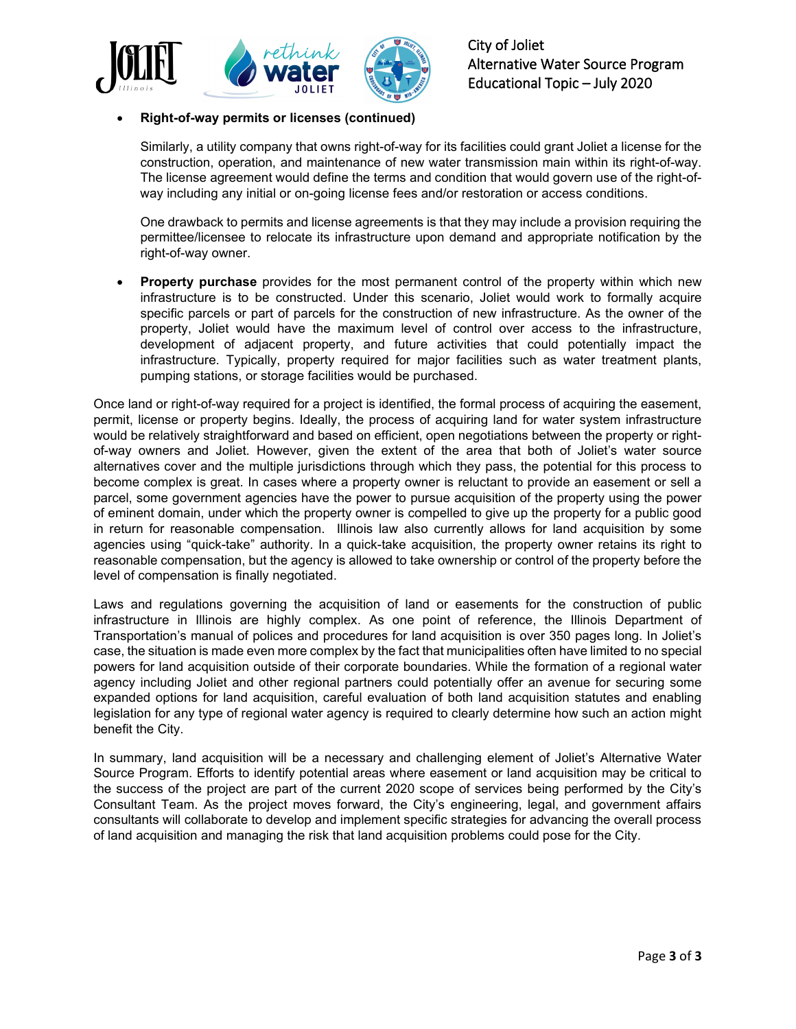- **Right-of-way permits or licenses (continued)**

  Similarly, a utility company that owns right-of-way for its facilities could grant Joliet a license for the construction, operation, and maintenance of new water transmission main within its right-of-way. The license agreement would define the terms and condition that would govern use of the right-of-way including any initial or on-going license fees and/or restoration or access conditions.

  One drawback to permits and license agreements is that they may include a provision requiring the permittee/licensee to relocate its infrastructure upon demand and appropriate notification by the right-of-way owner.

- **Property purchase** provides for the most permanent control of the property within which new infrastructure is to be constructed. Under this scenario, Joliet would work to formally acquire specific parcels or part of parcels for the construction of new infrastructure. As the owner of the property, Joliet would have the maximum level of control over access to the infrastructure, development of adjacent property, and future activities that could potentially impact the infrastructure. Typically, property required for major facilities such as water treatment plants, pumping stations, or storage facilities would be purchased.

Once land or right-of-way required for a project is identified, the formal process of acquiring the easement, permit, license or property begins. Ideally, the process of acquiring land for water system infrastructure would be relatively straightforward and based on efficient, open negotiations between the property or right-of-way owners and Joliet. However, given the extent of the area that both of Joliet's water source alternatives cover and the multiple jurisdictions through which they pass, the potential for this process to become complex is great. In cases where a property owner is reluctant to provide an easement or sell a parcel, some government agencies have the power to pursue acquisition of the property using the power of eminent domain, under which the property owner is compelled to give up the property for a public good in return for reasonable compensation. Illinois law also currently allows for land acquisition by some agencies using "quick-take" authority. In a quick-take acquisition, the property owner retains its right to reasonable compensation, but the agency is allowed to take ownership or control of the property before the level of compensation is finally negotiated.

Laws and regulations governing the acquisition of land or easements for the construction of public infrastructure in Illinois are highly complex. As one point of reference, the Illinois Department of Transportation's manual of polices and procedures for land acquisition is over 350 pages long. In Joliet's case, the situation is made even more complex by the fact that municipalities often have limited to no special powers for land acquisition outside of their corporate boundaries. While the formation of a regional water agency including Joliet and other regional partners could potentially offer an avenue for securing some expanded options for land acquisition, careful evaluation of both land acquisition statutes and enabling legislation for any type of regional water agency is required to clearly determine how such an action might benefit the City.

In summary, land acquisition will be a necessary and challenging element of Joliet's Alternative Water Source Program. Efforts to identify potential areas where easement or land acquisition may be critical to the success of the project are part of the current 2020 scope of services being performed by the City's Consultant Team. As the project moves forward, the City's engineering, legal, and government affairs consultants will collaborate to develop and implement specific strategies for advancing the overall process of land acquisition and managing the risk that land acquisition problems could pose for the City.